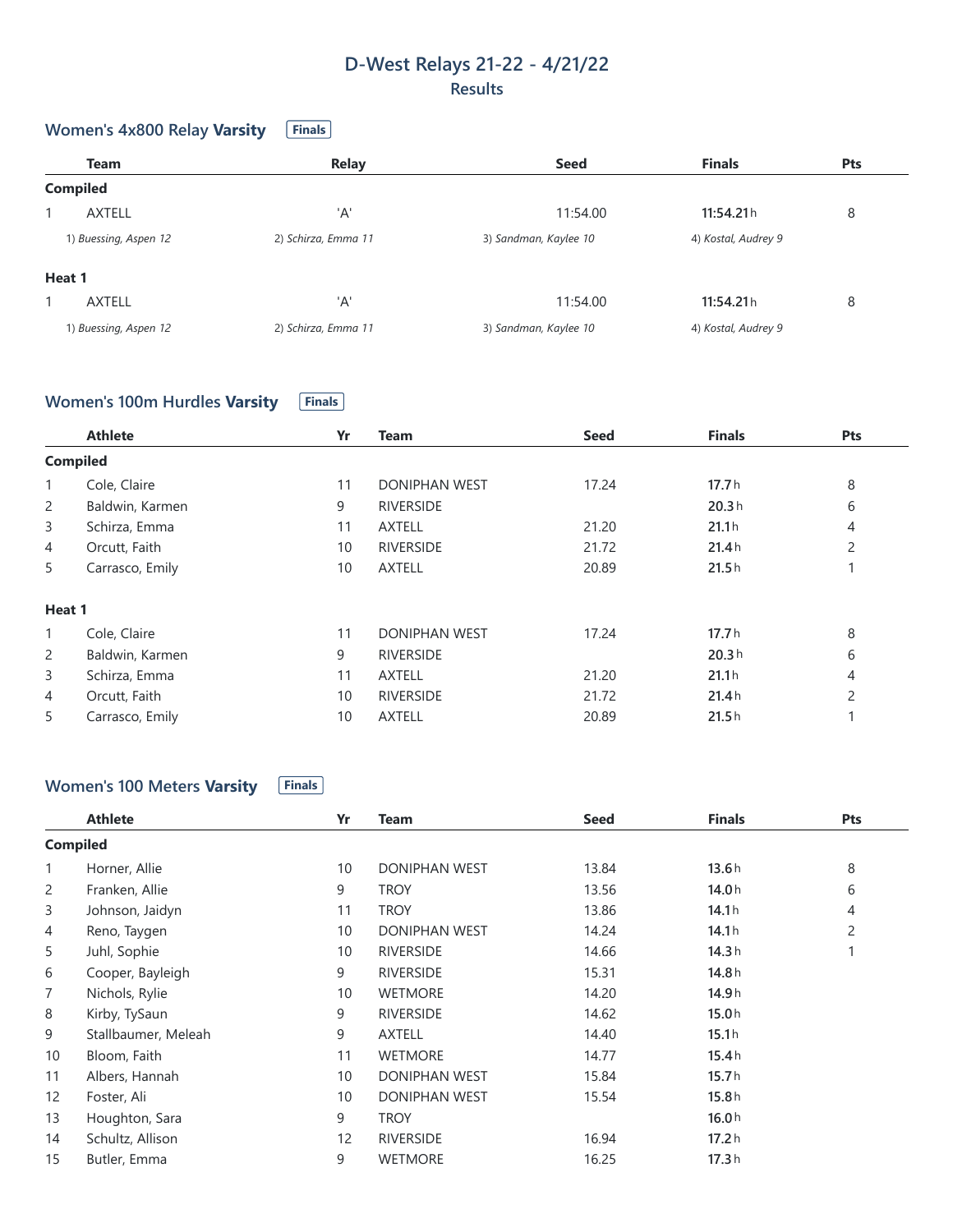# D-West Relays 21-22 - 4/21/22

## Results

### Women's 4x800 Relay **Varsity** Finals

| | Team | Relay | Seed | Finals | Pts |
|---|---|---|---|---|---|
| **Compiled** | | | | | |
| 1 | AXTELL | 'A' | 11:54.00 | **11:54.21** h | 8 |
| | *1) Buessing, Aspen 12* | *2) Schirza, Emma 11* | *3) Sandman, Kaylee 10* | *4) Kostal, Audrey 9* | |
| **Heat 1** | | | | | |
| 1 | AXTELL | 'A' | 11:54.00 | **11:54.21** h | 8 |
| | *1) Buessing, Aspen 12* | *2) Schirza, Emma 11* | *3) Sandman, Kaylee 10* | *4) Kostal, Audrey 9* | |

### Women's 100m Hurdles **Varsity** Finals

| | Athlete | Yr | Team | Seed | Finals | Pts |
|---|---|---|---|---|---|---|
| **Compiled** | | | | | | |
| 1 | Cole, Claire | 11 | DONIPHAN WEST | 17.24 | **17.7** h | 8 |
| 2 | Baldwin, Karmen | 9 | RIVERSIDE | | **20.3** h | 6 |
| 3 | Schirza, Emma | 11 | AXTELL | 21.20 | **21.1** h | 4 |
| 4 | Orcutt, Faith | 10 | RIVERSIDE | 21.72 | **21.4** h | 2 |
| 5 | Carrasco, Emily | 10 | AXTELL | 20.89 | **21.5** h | 1 |
| **Heat 1** | | | | | | |
| 1 | Cole, Claire | 11 | DONIPHAN WEST | 17.24 | **17.7** h | 8 |
| 2 | Baldwin, Karmen | 9 | RIVERSIDE | | **20.3** h | 6 |
| 3 | Schirza, Emma | 11 | AXTELL | 21.20 | **21.1** h | 4 |
| 4 | Orcutt, Faith | 10 | RIVERSIDE | 21.72 | **21.4** h | 2 |
| 5 | Carrasco, Emily | 10 | AXTELL | 20.89 | **21.5** h | 1 |

### Women's 100 Meters **Varsity** Finals

| | Athlete | Yr | Team | Seed | Finals | Pts |
|---|---|---|---|---|---|---|
| **Compiled** | | | | | | |
| 1 | Horner, Allie | 10 | DONIPHAN WEST | 13.84 | **13.6** h | 8 |
| 2 | Franken, Allie | 9 | TROY | 13.56 | **14.0** h | 6 |
| 3 | Johnson, Jaidyn | 11 | TROY | 13.86 | **14.1** h | 4 |
| 4 | Reno, Taygen | 10 | DONIPHAN WEST | 14.24 | **14.1** h | 2 |
| 5 | Juhl, Sophie | 10 | RIVERSIDE | 14.66 | **14.3** h | 1 |
| 6 | Cooper, Bayleigh | 9 | RIVERSIDE | 15.31 | **14.8** h | |
| 7 | Nichols, Rylie | 10 | WETMORE | 14.20 | **14.9** h | |
| 8 | Kirby, TySaun | 9 | RIVERSIDE | 14.62 | **15.0** h | |
| 9 | Stallbaumer, Meleah | 9 | AXTELL | 14.40 | **15.1** h | |
| 10 | Bloom, Faith | 11 | WETMORE | 14.77 | **15.4** h | |
| 11 | Albers, Hannah | 10 | DONIPHAN WEST | 15.84 | **15.7** h | |
| 12 | Foster, Ali | 10 | DONIPHAN WEST | 15.54 | **15.8** h | |
| 13 | Houghton, Sara | 9 | TROY | | **16.0** h | |
| 14 | Schultz, Allison | 12 | RIVERSIDE | 16.94 | **17.2** h | |
| 15 | Butler, Emma | 9 | WETMORE | 16.25 | **17.3** h | |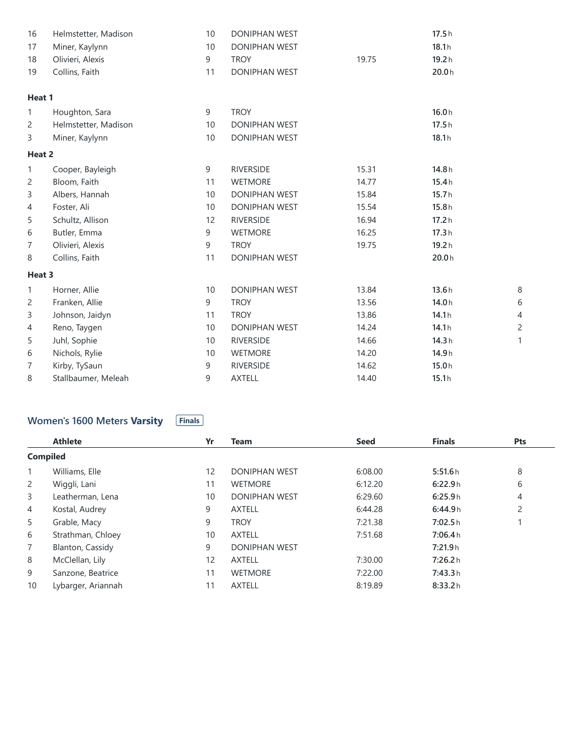| | Athlete | Yr | Team | Seed | Finals | Pts |
|---|---|---|---|---|---|---|
| 16 | Helmstetter, Madison | 10 | DONIPHAN WEST | | **17.5** h | |
| 17 | Miner, Kaylynn | 10 | DONIPHAN WEST | | **18.1** h | |
| 18 | Olivieri, Alexis | 9 | TROY | 19.75 | **19.2** h | |
| 19 | Collins, Faith | 11 | DONIPHAN WEST | | **20.0** h | |
| **Heat 1** | | | | | | |
| 1 | Houghton, Sara | 9 | TROY | | **16.0** h | |
| 2 | Helmstetter, Madison | 10 | DONIPHAN WEST | | **17.5** h | |
| 3 | Miner, Kaylynn | 10 | DONIPHAN WEST | | **18.1** h | |
| **Heat 2** | | | | | | |
| 1 | Cooper, Bayleigh | 9 | RIVERSIDE | 15.31 | **14.8** h | |
| 2 | Bloom, Faith | 11 | WETMORE | 14.77 | **15.4** h | |
| 3 | Albers, Hannah | 10 | DONIPHAN WEST | 15.84 | **15.7** h | |
| 4 | Foster, Ali | 10 | DONIPHAN WEST | 15.54 | **15.8** h | |
| 5 | Schultz, Allison | 12 | RIVERSIDE | 16.94 | **17.2** h | |
| 6 | Butler, Emma | 9 | WETMORE | 16.25 | **17.3** h | |
| 7 | Olivieri, Alexis | 9 | TROY | 19.75 | **19.2** h | |
| 8 | Collins, Faith | 11 | DONIPHAN WEST | | **20.0** h | |
| **Heat 3** | | | | | | |
| 1 | Horner, Allie | 10 | DONIPHAN WEST | 13.84 | **13.6** h | 8 |
| 2 | Franken, Allie | 9 | TROY | 13.56 | **14.0** h | 6 |
| 3 | Johnson, Jaidyn | 11 | TROY | 13.86 | **14.1** h | 4 |
| 4 | Reno, Taygen | 10 | DONIPHAN WEST | 14.24 | **14.1** h | 2 |
| 5 | Juhl, Sophie | 10 | RIVERSIDE | 14.66 | **14.3** h | 1 |
| 6 | Nichols, Rylie | 10 | WETMORE | 14.20 | **14.9** h | |
| 7 | Kirby, TySaun | 9 | RIVERSIDE | 14.62 | **15.0** h | |
| 8 | Stallbaumer, Meleah | 9 | AXTELL | 14.40 | **15.1** h | |

## Women's 1600 Meters **Varsity** Finals

| | Athlete | Yr | Team | Seed | Finals | Pts |
|---|---|---|---|---|---|---|
| **Compiled** | | | | | | |
| 1 | Williams, Elle | 12 | DONIPHAN WEST | 6:08.00 | **5:51.6** h | 8 |
| 2 | Wiggli, Lani | 11 | WETMORE | 6:12.20 | **6:22.9** h | 6 |
| 3 | Leatherman, Lena | 10 | DONIPHAN WEST | 6:29.60 | **6:25.9** h | 4 |
| 4 | Kostal, Audrey | 9 | AXTELL | 6:44.28 | **6:44.9** h | 2 |
| 5 | Grable, Macy | 9 | TROY | 7:21.38 | **7:02.5** h | 1 |
| 6 | Strathman, Chloey | 10 | AXTELL | 7:51.68 | **7:06.4** h | |
| 7 | Blanton, Cassidy | 9 | DONIPHAN WEST | | **7:21.9** h | |
| 8 | McClellan, Lily | 12 | AXTELL | 7:30.00 | **7:26.2** h | |
| 9 | Sanzone, Beatrice | 11 | WETMORE | 7:22.00 | **7:43.3** h | |
| 10 | Lybarger, Ariannah | 11 | AXTELL | 8:19.89 | **8:33.2** h | |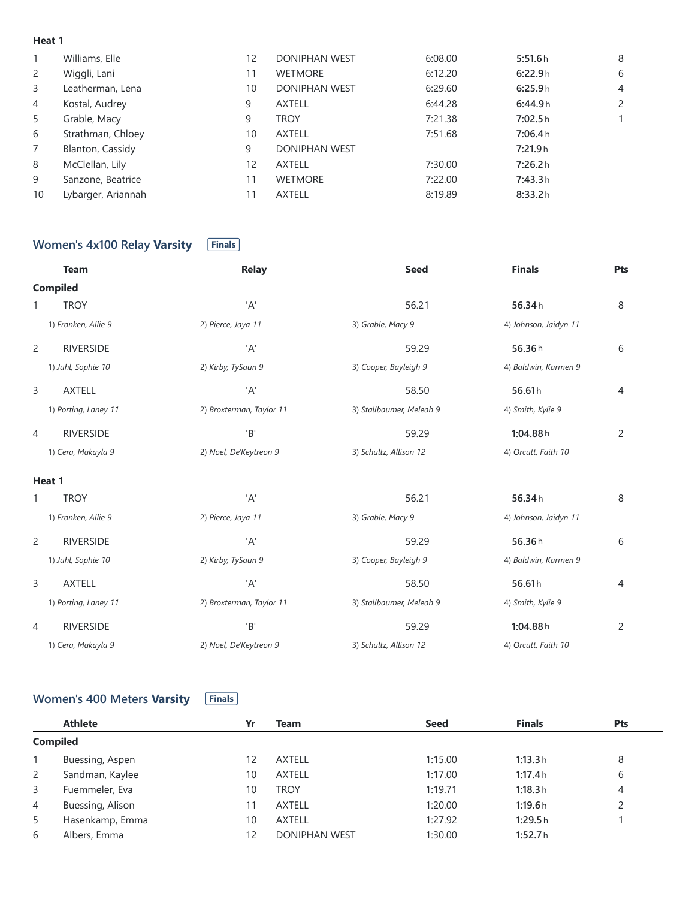**Heat 1**

| | Athlete | Yr | Team | Seed | Finals | Pts |
|---|---|---|---|---|---|---|
| 1 | Williams, Elle | 12 | DONIPHAN WEST | 6:08.00 | **5:51.6** h | 8 |
| 2 | Wiggli, Lani | 11 | WETMORE | 6:12.20 | **6:22.9** h | 6 |
| 3 | Leatherman, Lena | 10 | DONIPHAN WEST | 6:29.60 | **6:25.9** h | 4 |
| 4 | Kostal, Audrey | 9 | AXTELL | 6:44.28 | **6:44.9** h | 2 |
| 5 | Grable, Macy | 9 | TROY | 7:21.38 | **7:02.5** h | 1 |
| 6 | Strathman, Chloey | 10 | AXTELL | 7:51.68 | **7:06.4** h | |
| 7 | Blanton, Cassidy | 9 | DONIPHAN WEST | | **7:21.9** h | |
| 8 | McClellan, Lily | 12 | AXTELL | 7:30.00 | **7:26.2** h | |
| 9 | Sanzone, Beatrice | 11 | WETMORE | 7:22.00 | **7:43.3** h | |
| 10 | Lybarger, Ariannah | 11 | AXTELL | 8:19.89 | **8:33.2** h | |

## Women's 4x100 Relay **Varsity** — Finals

**Compiled**

| | Team | Relay | Seed | Finals | Pts |
|---|---|---|---|---|---|
| 1 | TROY | 'A' | 56.21 | **56.34** h | 8 |
| | *1) Franken, Allie 9* | *2) Pierce, Jaya 11* | *3) Grable, Macy 9* | *4) Johnson, Jaidyn 11* | |
| 2 | RIVERSIDE | 'A' | 59.29 | **56.36** h | 6 |
| | *1) Juhl, Sophie 10* | *2) Kirby, TySaun 9* | *3) Cooper, Bayleigh 9* | *4) Baldwin, Karmen 9* | |
| 3 | AXTELL | 'A' | 58.50 | **56.61** h | 4 |
| | *1) Porting, Laney 11* | *2) Broxterman, Taylor 11* | *3) Stallbaumer, Meleah 9* | *4) Smith, Kylie 9* | |
| 4 | RIVERSIDE | 'B' | 59.29 | **1:04.88** h | 2 |
| | *1) Cera, Makayla 9* | *2) Noel, De'Keytreon 9* | *3) Schultz, Allison 12* | *4) Orcutt, Faith 10* | |

**Heat 1**

| | Team | Relay | Seed | Finals | Pts |
|---|---|---|---|---|---|
| 1 | TROY | 'A' | 56.21 | **56.34** h | 8 |
| | *1) Franken, Allie 9* | *2) Pierce, Jaya 11* | *3) Grable, Macy 9* | *4) Johnson, Jaidyn 11* | |
| 2 | RIVERSIDE | 'A' | 59.29 | **56.36** h | 6 |
| | *1) Juhl, Sophie 10* | *2) Kirby, TySaun 9* | *3) Cooper, Bayleigh 9* | *4) Baldwin, Karmen 9* | |
| 3 | AXTELL | 'A' | 58.50 | **56.61** h | 4 |
| | *1) Porting, Laney 11* | *2) Broxterman, Taylor 11* | *3) Stallbaumer, Meleah 9* | *4) Smith, Kylie 9* | |
| 4 | RIVERSIDE | 'B' | 59.29 | **1:04.88** h | 2 |
| | *1) Cera, Makayla 9* | *2) Noel, De'Keytreon 9* | *3) Schultz, Allison 12* | *4) Orcutt, Faith 10* | |

## Women's 400 Meters **Varsity** — Finals

**Compiled**

| | Athlete | Yr | Team | Seed | Finals | Pts |
|---|---|---|---|---|---|---|
| 1 | Buessing, Aspen | 12 | AXTELL | 1:15.00 | **1:13.3** h | 8 |
| 2 | Sandman, Kaylee | 10 | AXTELL | 1:17.00 | **1:17.4** h | 6 |
| 3 | Fuemmeler, Eva | 10 | TROY | 1:19.71 | **1:18.3** h | 4 |
| 4 | Buessing, Alison | 11 | AXTELL | 1:20.00 | **1:19.6** h | 2 |
| 5 | Hasenkamp, Emma | 10 | AXTELL | 1:27.92 | **1:29.5** h | 1 |
| 6 | Albers, Emma | 12 | DONIPHAN WEST | 1:30.00 | **1:52.7** h | |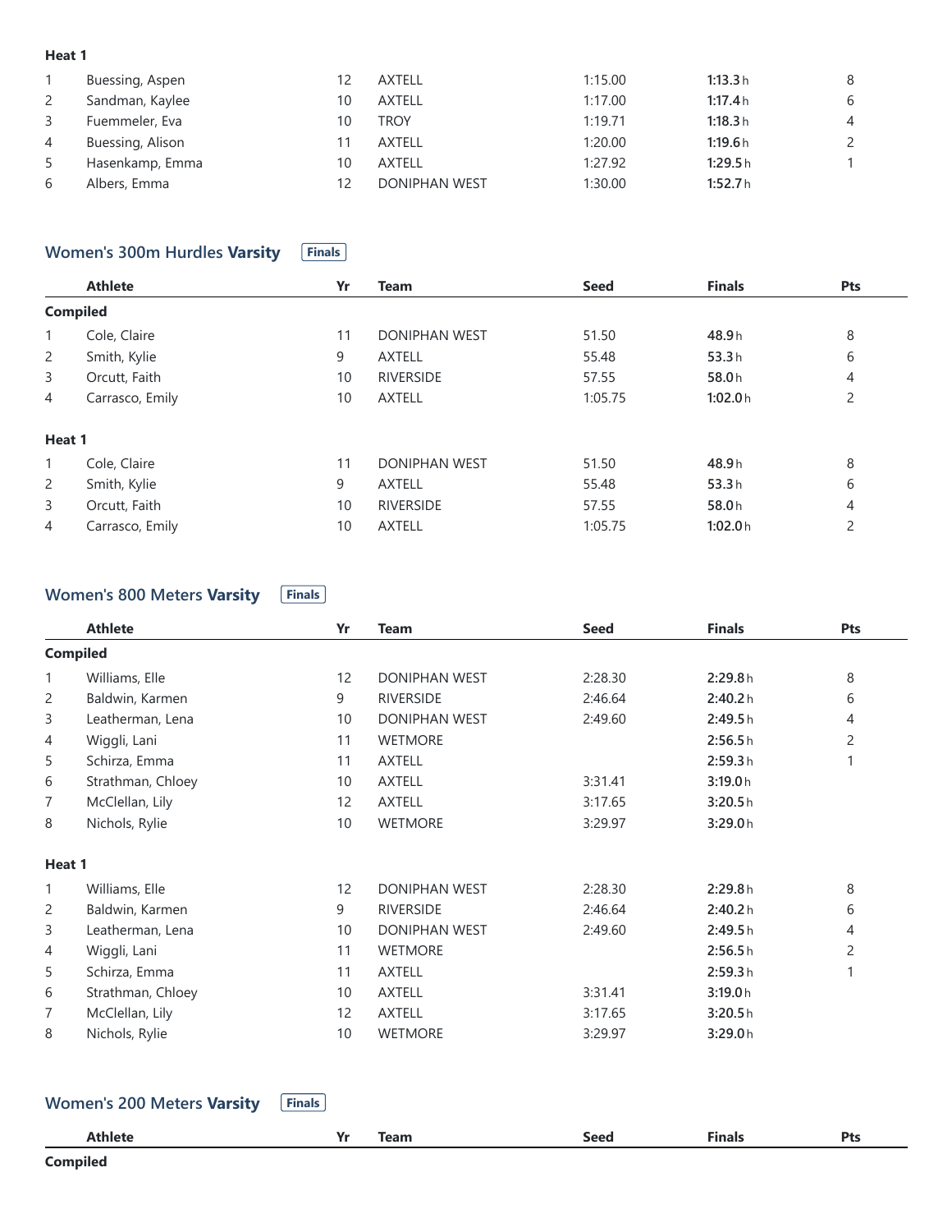**Heat 1**

| | Athlete | Yr | Team | Seed | Finals | Pts |
|---|---|---|---|---|---|---|
| 1 | Buessing, Aspen | 12 | AXTELL | 1:15.00 | **1:13.3** h | 8 |
| 2 | Sandman, Kaylee | 10 | AXTELL | 1:17.00 | **1:17.4** h | 6 |
| 3 | Fuemmeler, Eva | 10 | TROY | 1:19.71 | **1:18.3** h | 4 |
| 4 | Buessing, Alison | 11 | AXTELL | 1:20.00 | **1:19.6** h | 2 |
| 5 | Hasenkamp, Emma | 10 | AXTELL | 1:27.92 | **1:29.5** h | 1 |
| 6 | Albers, Emma | 12 | DONIPHAN WEST | 1:30.00 | **1:52.7** h | |

## Women's 300m Hurdles **Varsity** Finals

| | Athlete | Yr | Team | Seed | Finals | Pts |
|---|---|---|---|---|---|---|
| **Compiled** | | | | | | |
| 1 | Cole, Claire | 11 | DONIPHAN WEST | 51.50 | **48.9** h | 8 |
| 2 | Smith, Kylie | 9 | AXTELL | 55.48 | **53.3** h | 6 |
| 3 | Orcutt, Faith | 10 | RIVERSIDE | 57.55 | **58.0** h | 4 |
| 4 | Carrasco, Emily | 10 | AXTELL | 1:05.75 | **1:02.0** h | 2 |
| **Heat 1** | | | | | | |
| 1 | Cole, Claire | 11 | DONIPHAN WEST | 51.50 | **48.9** h | 8 |
| 2 | Smith, Kylie | 9 | AXTELL | 55.48 | **53.3** h | 6 |
| 3 | Orcutt, Faith | 10 | RIVERSIDE | 57.55 | **58.0** h | 4 |
| 4 | Carrasco, Emily | 10 | AXTELL | 1:05.75 | **1:02.0** h | 2 |

## Women's 800 Meters **Varsity** Finals

| | Athlete | Yr | Team | Seed | Finals | Pts |
|---|---|---|---|---|---|---|
| **Compiled** | | | | | | |
| 1 | Williams, Elle | 12 | DONIPHAN WEST | 2:28.30 | **2:29.8** h | 8 |
| 2 | Baldwin, Karmen | 9 | RIVERSIDE | 2:46.64 | **2:40.2** h | 6 |
| 3 | Leatherman, Lena | 10 | DONIPHAN WEST | 2:49.60 | **2:49.5** h | 4 |
| 4 | Wiggli, Lani | 11 | WETMORE | | **2:56.5** h | 2 |
| 5 | Schirza, Emma | 11 | AXTELL | | **2:59.3** h | 1 |
| 6 | Strathman, Chloey | 10 | AXTELL | 3:31.41 | **3:19.0** h | |
| 7 | McClellan, Lily | 12 | AXTELL | 3:17.65 | **3:20.5** h | |
| 8 | Nichols, Rylie | 10 | WETMORE | 3:29.97 | **3:29.0** h | |
| **Heat 1** | | | | | | |
| 1 | Williams, Elle | 12 | DONIPHAN WEST | 2:28.30 | **2:29.8** h | 8 |
| 2 | Baldwin, Karmen | 9 | RIVERSIDE | 2:46.64 | **2:40.2** h | 6 |
| 3 | Leatherman, Lena | 10 | DONIPHAN WEST | 2:49.60 | **2:49.5** h | 4 |
| 4 | Wiggli, Lani | 11 | WETMORE | | **2:56.5** h | 2 |
| 5 | Schirza, Emma | 11 | AXTELL | | **2:59.3** h | 1 |
| 6 | Strathman, Chloey | 10 | AXTELL | 3:31.41 | **3:19.0** h | |
| 7 | McClellan, Lily | 12 | AXTELL | 3:17.65 | **3:20.5** h | |
| 8 | Nichols, Rylie | 10 | WETMORE | 3:29.97 | **3:29.0** h | |

## Women's 200 Meters **Varsity** Finals

| | Athlete | Yr | Team | Seed | Finals | Pts |
|---|---|---|---|---|---|---|
| **Compiled** | | | | | | |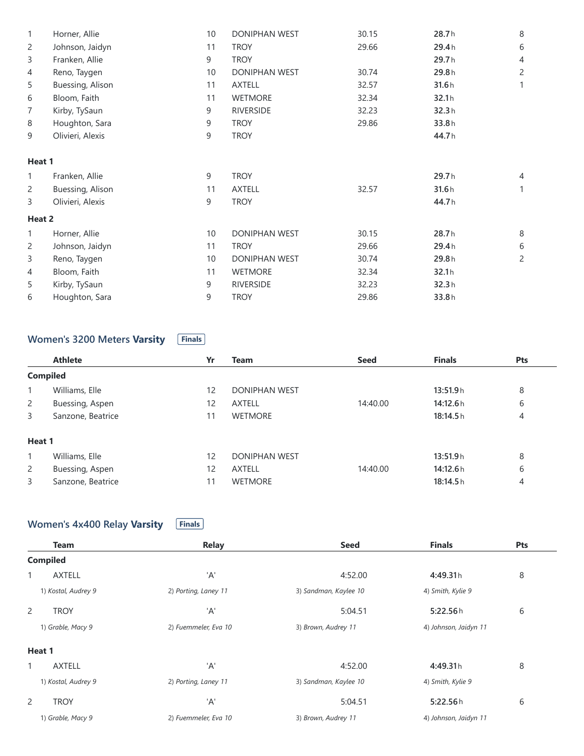| | Athlete | Yr | Team | Seed | Finals | Pts |
|---|---|---|---|---|---|---|
| 1 | Horner, Allie | 10 | DONIPHAN WEST | 30.15 | **28.7**h | 8 |
| 2 | Johnson, Jaidyn | 11 | TROY | 29.66 | **29.4**h | 6 |
| 3 | Franken, Allie | 9 | TROY | | **29.7**h | 4 |
| 4 | Reno, Taygen | 10 | DONIPHAN WEST | 30.74 | **29.8**h | 2 |
| 5 | Buessing, Alison | 11 | AXTELL | 32.57 | **31.6**h | 1 |
| 6 | Bloom, Faith | 11 | WETMORE | 32.34 | **32.1**h | |
| 7 | Kirby, TySaun | 9 | RIVERSIDE | 32.23 | **32.3**h | |
| 8 | Houghton, Sara | 9 | TROY | 29.86 | **33.8**h | |
| 9 | Olivieri, Alexis | 9 | TROY | | **44.7**h | |
| **Heat 1** | | | | | | |
| 1 | Franken, Allie | 9 | TROY | | **29.7**h | 4 |
| 2 | Buessing, Alison | 11 | AXTELL | 32.57 | **31.6**h | 1 |
| 3 | Olivieri, Alexis | 9 | TROY | | **44.7**h | |
| **Heat 2** | | | | | | |
| 1 | Horner, Allie | 10 | DONIPHAN WEST | 30.15 | **28.7**h | 8 |
| 2 | Johnson, Jaidyn | 11 | TROY | 29.66 | **29.4**h | 6 |
| 3 | Reno, Taygen | 10 | DONIPHAN WEST | 30.74 | **29.8**h | 2 |
| 4 | Bloom, Faith | 11 | WETMORE | 32.34 | **32.1**h | |
| 5 | Kirby, TySaun | 9 | RIVERSIDE | 32.23 | **32.3**h | |
| 6 | Houghton, Sara | 9 | TROY | 29.86 | **33.8**h | |

## Women's 3200 Meters **Varsity** Finals

| | Athlete | Yr | Team | Seed | Finals | Pts |
|---|---|---|---|---|---|---|
| **Compiled** | | | | | | |
| 1 | Williams, Elle | 12 | DONIPHAN WEST | | **13:51.9**h | 8 |
| 2 | Buessing, Aspen | 12 | AXTELL | 14:40.00 | **14:12.6**h | 6 |
| 3 | Sanzone, Beatrice | 11 | WETMORE | | **18:14.5**h | 4 |
| **Heat 1** | | | | | | |
| 1 | Williams, Elle | 12 | DONIPHAN WEST | | **13:51.9**h | 8 |
| 2 | Buessing, Aspen | 12 | AXTELL | 14:40.00 | **14:12.6**h | 6 |
| 3 | Sanzone, Beatrice | 11 | WETMORE | | **18:14.5**h | 4 |

## Women's 4x400 Relay **Varsity** Finals

| | Team | Relay | Seed | Finals | Pts |
|---|---|---|---|---|---|
| **Compiled** | | | | | |
| 1 | AXTELL | 'A' | 4:52.00 | **4:49.31**h | 8 |
| | *1) Kostal, Audrey 9* | *2) Porting, Laney 11* | *3) Sandman, Kaylee 10* | *4) Smith, Kylie 9* | |
| 2 | TROY | 'A' | 5:04.51 | **5:22.56**h | 6 |
| | *1) Grable, Macy 9* | *2) Fuemmeler, Eva 10* | *3) Brown, Audrey 11* | *4) Johnson, Jaidyn 11* | |
| **Heat 1** | | | | | |
| 1 | AXTELL | 'A' | 4:52.00 | **4:49.31**h | 8 |
| | *1) Kostal, Audrey 9* | *2) Porting, Laney 11* | *3) Sandman, Kaylee 10* | *4) Smith, Kylie 9* | |
| 2 | TROY | 'A' | 5:04.51 | **5:22.56**h | 6 |
| | *1) Grable, Macy 9* | *2) Fuemmeler, Eva 10* | *3) Brown, Audrey 11* | *4) Johnson, Jaidyn 11* | |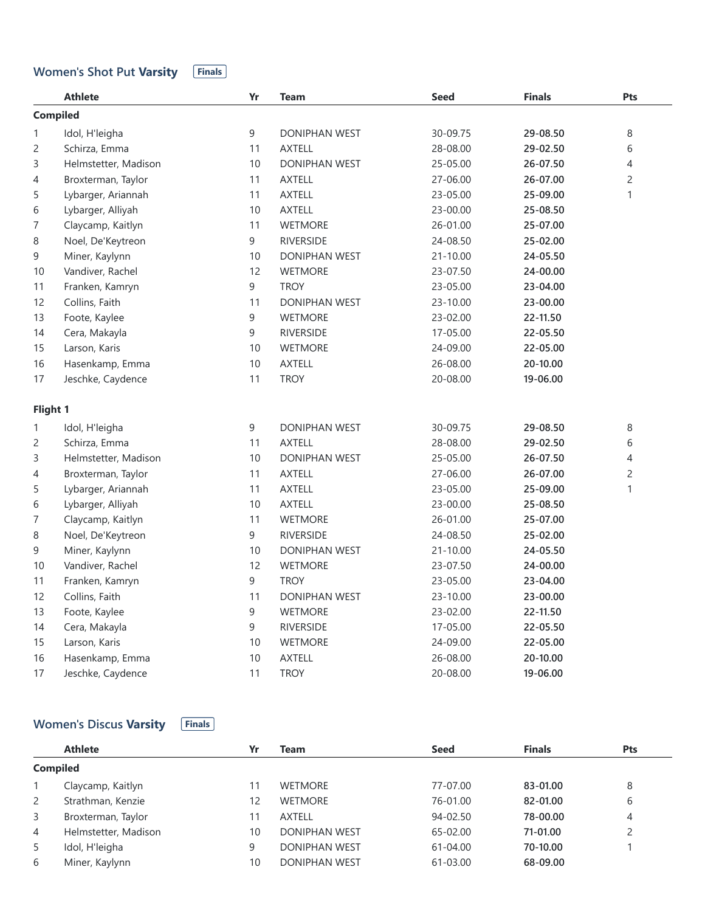## Women's Shot Put Varsity `Finals`

| | Athlete | Yr | Team | Seed | Finals | Pts |
|---|---|---|---|---|---|---|
| **Compiled** | | | | | | |
| 1 | Idol, H'leigha | 9 | DONIPHAN WEST | 30-09.75 | **29-08.50** | 8 |
| 2 | Schirza, Emma | 11 | AXTELL | 28-08.00 | **29-02.50** | 6 |
| 3 | Helmstetter, Madison | 10 | DONIPHAN WEST | 25-05.00 | **26-07.50** | 4 |
| 4 | Broxterman, Taylor | 11 | AXTELL | 27-06.00 | **26-07.00** | 2 |
| 5 | Lybarger, Ariannah | 11 | AXTELL | 23-05.00 | **25-09.00** | 1 |
| 6 | Lybarger, Alliyah | 10 | AXTELL | 23-00.00 | **25-08.50** | |
| 7 | Claycamp, Kaitlyn | 11 | WETMORE | 26-01.00 | **25-07.00** | |
| 8 | Noel, De'Keytreon | 9 | RIVERSIDE | 24-08.50 | **25-02.00** | |
| 9 | Miner, Kaylynn | 10 | DONIPHAN WEST | 21-10.00 | **24-05.50** | |
| 10 | Vandiver, Rachel | 12 | WETMORE | 23-07.50 | **24-00.00** | |
| 11 | Franken, Kamryn | 9 | TROY | 23-05.00 | **23-04.00** | |
| 12 | Collins, Faith | 11 | DONIPHAN WEST | 23-10.00 | **23-00.00** | |
| 13 | Foote, Kaylee | 9 | WETMORE | 23-02.00 | **22-11.50** | |
| 14 | Cera, Makayla | 9 | RIVERSIDE | 17-05.00 | **22-05.50** | |
| 15 | Larson, Karis | 10 | WETMORE | 24-09.00 | **22-05.00** | |
| 16 | Hasenkamp, Emma | 10 | AXTELL | 26-08.00 | **20-10.00** | |
| 17 | Jeschke, Caydence | 11 | TROY | 20-08.00 | **19-06.00** | |
| **Flight 1** | | | | | | |
| 1 | Idol, H'leigha | 9 | DONIPHAN WEST | 30-09.75 | **29-08.50** | 8 |
| 2 | Schirza, Emma | 11 | AXTELL | 28-08.00 | **29-02.50** | 6 |
| 3 | Helmstetter, Madison | 10 | DONIPHAN WEST | 25-05.00 | **26-07.50** | 4 |
| 4 | Broxterman, Taylor | 11 | AXTELL | 27-06.00 | **26-07.00** | 2 |
| 5 | Lybarger, Ariannah | 11 | AXTELL | 23-05.00 | **25-09.00** | 1 |
| 6 | Lybarger, Alliyah | 10 | AXTELL | 23-00.00 | **25-08.50** | |
| 7 | Claycamp, Kaitlyn | 11 | WETMORE | 26-01.00 | **25-07.00** | |
| 8 | Noel, De'Keytreon | 9 | RIVERSIDE | 24-08.50 | **25-02.00** | |
| 9 | Miner, Kaylynn | 10 | DONIPHAN WEST | 21-10.00 | **24-05.50** | |
| 10 | Vandiver, Rachel | 12 | WETMORE | 23-07.50 | **24-00.00** | |
| 11 | Franken, Kamryn | 9 | TROY | 23-05.00 | **23-04.00** | |
| 12 | Collins, Faith | 11 | DONIPHAN WEST | 23-10.00 | **23-00.00** | |
| 13 | Foote, Kaylee | 9 | WETMORE | 23-02.00 | **22-11.50** | |
| 14 | Cera, Makayla | 9 | RIVERSIDE | 17-05.00 | **22-05.50** | |
| 15 | Larson, Karis | 10 | WETMORE | 24-09.00 | **22-05.00** | |
| 16 | Hasenkamp, Emma | 10 | AXTELL | 26-08.00 | **20-10.00** | |
| 17 | Jeschke, Caydence | 11 | TROY | 20-08.00 | **19-06.00** | |

## Women's Discus Varsity `Finals`

| | Athlete | Yr | Team | Seed | Finals | Pts |
|---|---|---|---|---|---|---|
| **Compiled** | | | | | | |
| 1 | Claycamp, Kaitlyn | 11 | WETMORE | 77-07.00 | **83-01.00** | 8 |
| 2 | Strathman, Kenzie | 12 | WETMORE | 76-01.00 | **82-01.00** | 6 |
| 3 | Broxterman, Taylor | 11 | AXTELL | 94-02.50 | **78-00.00** | 4 |
| 4 | Helmstetter, Madison | 10 | DONIPHAN WEST | 65-02.00 | **71-01.00** | 2 |
| 5 | Idol, H'leigha | 9 | DONIPHAN WEST | 61-04.00 | **70-10.00** | 1 |
| 6 | Miner, Kaylynn | 10 | DONIPHAN WEST | 61-03.00 | **68-09.00** | |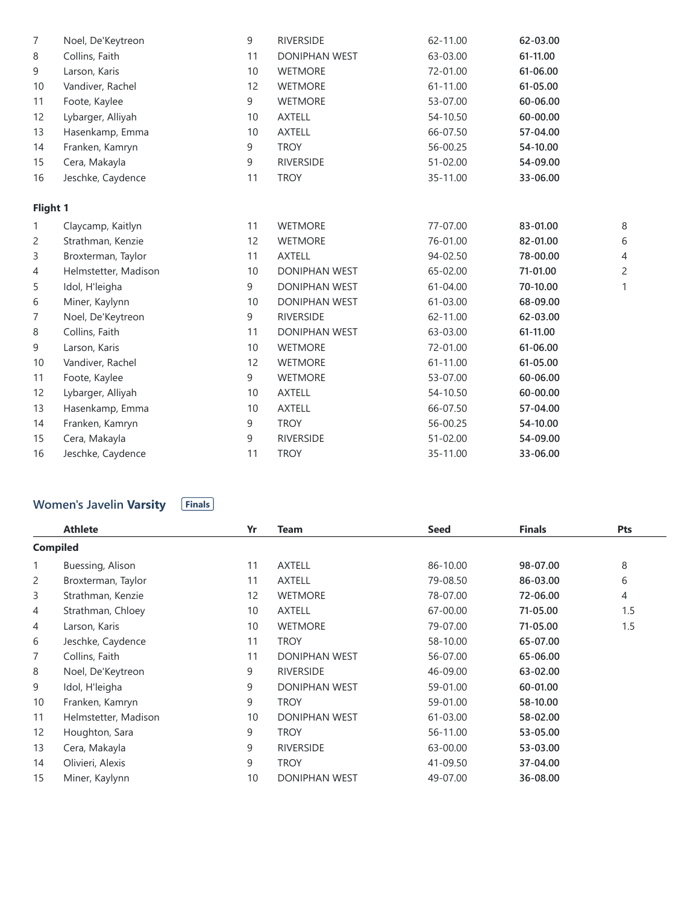| | | | | | | |
|---|---|---|---|---|---|---|
| 7 | Noel, De'Keytreon | 9 | RIVERSIDE | 62-11.00 | **62-03.00** | |
| 8 | Collins, Faith | 11 | DONIPHAN WEST | 63-03.00 | **61-11.00** | |
| 9 | Larson, Karis | 10 | WETMORE | 72-01.00 | **61-06.00** | |
| 10 | Vandiver, Rachel | 12 | WETMORE | 61-11.00 | **61-05.00** | |
| 11 | Foote, Kaylee | 9 | WETMORE | 53-07.00 | **60-06.00** | |
| 12 | Lybarger, Alliyah | 10 | AXTELL | 54-10.50 | **60-00.00** | |
| 13 | Hasenkamp, Emma | 10 | AXTELL | 66-07.50 | **57-04.00** | |
| 14 | Franken, Kamryn | 9 | TROY | 56-00.25 | **54-10.00** | |
| 15 | Cera, Makayla | 9 | RIVERSIDE | 51-02.00 | **54-09.00** | |
| 16 | Jeschke, Caydence | 11 | TROY | 35-11.00 | **33-06.00** | |
| **Flight 1** | | | | | | |
| 1 | Claycamp, Kaitlyn | 11 | WETMORE | 77-07.00 | **83-01.00** | 8 |
| 2 | Strathman, Kenzie | 12 | WETMORE | 76-01.00 | **82-01.00** | 6 |
| 3 | Broxterman, Taylor | 11 | AXTELL | 94-02.50 | **78-00.00** | 4 |
| 4 | Helmstetter, Madison | 10 | DONIPHAN WEST | 65-02.00 | **71-01.00** | 2 |
| 5 | Idol, H'leigha | 9 | DONIPHAN WEST | 61-04.00 | **70-10.00** | 1 |
| 6 | Miner, Kaylynn | 10 | DONIPHAN WEST | 61-03.00 | **68-09.00** | |
| 7 | Noel, De'Keytreon | 9 | RIVERSIDE | 62-11.00 | **62-03.00** | |
| 8 | Collins, Faith | 11 | DONIPHAN WEST | 63-03.00 | **61-11.00** | |
| 9 | Larson, Karis | 10 | WETMORE | 72-01.00 | **61-06.00** | |
| 10 | Vandiver, Rachel | 12 | WETMORE | 61-11.00 | **61-05.00** | |
| 11 | Foote, Kaylee | 9 | WETMORE | 53-07.00 | **60-06.00** | |
| 12 | Lybarger, Alliyah | 10 | AXTELL | 54-10.50 | **60-00.00** | |
| 13 | Hasenkamp, Emma | 10 | AXTELL | 66-07.50 | **57-04.00** | |
| 14 | Franken, Kamryn | 9 | TROY | 56-00.25 | **54-10.00** | |
| 15 | Cera, Makayla | 9 | RIVERSIDE | 51-02.00 | **54-09.00** | |
| 16 | Jeschke, Caydence | 11 | TROY | 35-11.00 | **33-06.00** | |

## Women's Javelin **Varsity** Finals

| | Athlete | Yr | Team | Seed | Finals | Pts |
|---|---|---|---|---|---|---|
| **Compiled** | | | | | | |
| 1 | Buessing, Alison | 11 | AXTELL | 86-10.00 | **98-07.00** | 8 |
| 2 | Broxterman, Taylor | 11 | AXTELL | 79-08.50 | **86-03.00** | 6 |
| 3 | Strathman, Kenzie | 12 | WETMORE | 78-07.00 | **72-06.00** | 4 |
| 4 | Strathman, Chloey | 10 | AXTELL | 67-00.00 | **71-05.00** | 1.5 |
| 4 | Larson, Karis | 10 | WETMORE | 79-07.00 | **71-05.00** | 1.5 |
| 6 | Jeschke, Caydence | 11 | TROY | 58-10.00 | **65-07.00** | |
| 7 | Collins, Faith | 11 | DONIPHAN WEST | 56-07.00 | **65-06.00** | |
| 8 | Noel, De'Keytreon | 9 | RIVERSIDE | 46-09.00 | **63-02.00** | |
| 9 | Idol, H'leigha | 9 | DONIPHAN WEST | 59-01.00 | **60-01.00** | |
| 10 | Franken, Kamryn | 9 | TROY | 59-01.00 | **58-10.00** | |
| 11 | Helmstetter, Madison | 10 | DONIPHAN WEST | 61-03.00 | **58-02.00** | |
| 12 | Houghton, Sara | 9 | TROY | 56-11.00 | **53-05.00** | |
| 13 | Cera, Makayla | 9 | RIVERSIDE | 63-00.00 | **53-03.00** | |
| 14 | Olivieri, Alexis | 9 | TROY | 41-09.50 | **37-04.00** | |
| 15 | Miner, Kaylynn | 10 | DONIPHAN WEST | 49-07.00 | **36-08.00** | |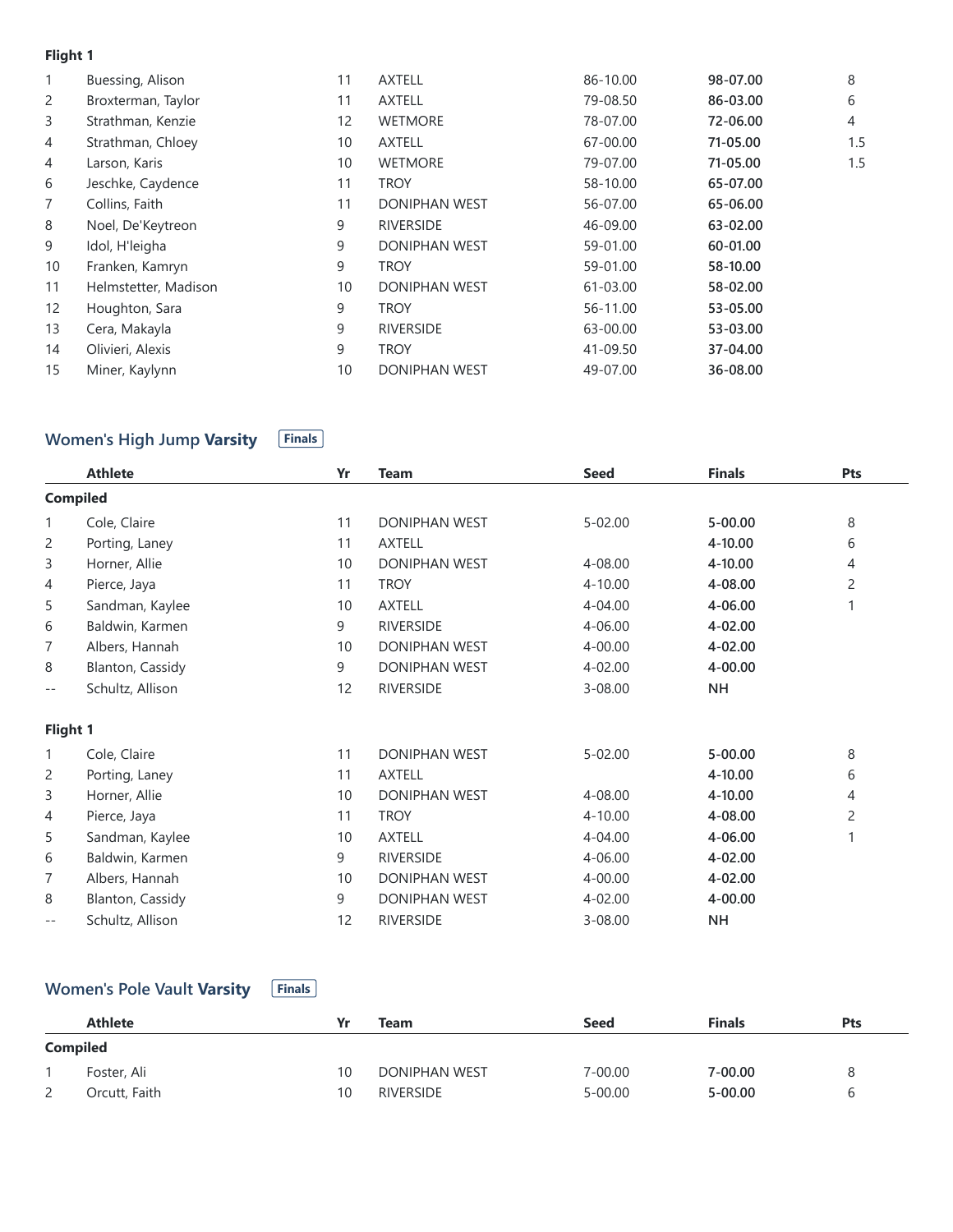**Flight 1**

| | Athlete | Yr | Team | Seed | Finals | Pts |
|---|---|---|---|---|---|---|
| 1 | Buessing, Alison | 11 | AXTELL | 86-10.00 | **98-07.00** | 8 |
| 2 | Broxterman, Taylor | 11 | AXTELL | 79-08.50 | **86-03.00** | 6 |
| 3 | Strathman, Kenzie | 12 | WETMORE | 78-07.00 | **72-06.00** | 4 |
| 4 | Strathman, Chloey | 10 | AXTELL | 67-00.00 | **71-05.00** | 1.5 |
| 4 | Larson, Karis | 10 | WETMORE | 79-07.00 | **71-05.00** | 1.5 |
| 6 | Jeschke, Caydence | 11 | TROY | 58-10.00 | **65-07.00** | |
| 7 | Collins, Faith | 11 | DONIPHAN WEST | 56-07.00 | **65-06.00** | |
| 8 | Noel, De'Keytreon | 9 | RIVERSIDE | 46-09.00 | **63-02.00** | |
| 9 | Idol, H'leigha | 9 | DONIPHAN WEST | 59-01.00 | **60-01.00** | |
| 10 | Franken, Kamryn | 9 | TROY | 59-01.00 | **58-10.00** | |
| 11 | Helmstetter, Madison | 10 | DONIPHAN WEST | 61-03.00 | **58-02.00** | |
| 12 | Houghton, Sara | 9 | TROY | 56-11.00 | **53-05.00** | |
| 13 | Cera, Makayla | 9 | RIVERSIDE | 63-00.00 | **53-03.00** | |
| 14 | Olivieri, Alexis | 9 | TROY | 41-09.50 | **37-04.00** | |
| 15 | Miner, Kaylynn | 10 | DONIPHAN WEST | 49-07.00 | **36-08.00** | |

## Women's High Jump **Varsity** Finals

| | Athlete | Yr | Team | Seed | Finals | Pts |
|---|---|---|---|---|---|---|
| **Compiled** | | | | | | |
| 1 | Cole, Claire | 11 | DONIPHAN WEST | 5-02.00 | **5-00.00** | 8 |
| 2 | Porting, Laney | 11 | AXTELL | | **4-10.00** | 6 |
| 3 | Horner, Allie | 10 | DONIPHAN WEST | 4-08.00 | **4-10.00** | 4 |
| 4 | Pierce, Jaya | 11 | TROY | 4-10.00 | **4-08.00** | 2 |
| 5 | Sandman, Kaylee | 10 | AXTELL | 4-04.00 | **4-06.00** | 1 |
| 6 | Baldwin, Karmen | 9 | RIVERSIDE | 4-06.00 | **4-02.00** | |
| 7 | Albers, Hannah | 10 | DONIPHAN WEST | 4-00.00 | **4-02.00** | |
| 8 | Blanton, Cassidy | 9 | DONIPHAN WEST | 4-02.00 | **4-00.00** | |
| -- | Schultz, Allison | 12 | RIVERSIDE | 3-08.00 | **NH** | |
| **Flight 1** | | | | | | |
| 1 | Cole, Claire | 11 | DONIPHAN WEST | 5-02.00 | **5-00.00** | 8 |
| 2 | Porting, Laney | 11 | AXTELL | | **4-10.00** | 6 |
| 3 | Horner, Allie | 10 | DONIPHAN WEST | 4-08.00 | **4-10.00** | 4 |
| 4 | Pierce, Jaya | 11 | TROY | 4-10.00 | **4-08.00** | 2 |
| 5 | Sandman, Kaylee | 10 | AXTELL | 4-04.00 | **4-06.00** | 1 |
| 6 | Baldwin, Karmen | 9 | RIVERSIDE | 4-06.00 | **4-02.00** | |
| 7 | Albers, Hannah | 10 | DONIPHAN WEST | 4-00.00 | **4-02.00** | |
| 8 | Blanton, Cassidy | 9 | DONIPHAN WEST | 4-02.00 | **4-00.00** | |
| -- | Schultz, Allison | 12 | RIVERSIDE | 3-08.00 | **NH** | |

## Women's Pole Vault **Varsity** Finals

| | Athlete | Yr | Team | Seed | Finals | Pts |
|---|---|---|---|---|---|---|
| **Compiled** | | | | | | |
| 1 | Foster, Ali | 10 | DONIPHAN WEST | 7-00.00 | **7-00.00** | 8 |
| 2 | Orcutt, Faith | 10 | RIVERSIDE | 5-00.00 | **5-00.00** | 6 |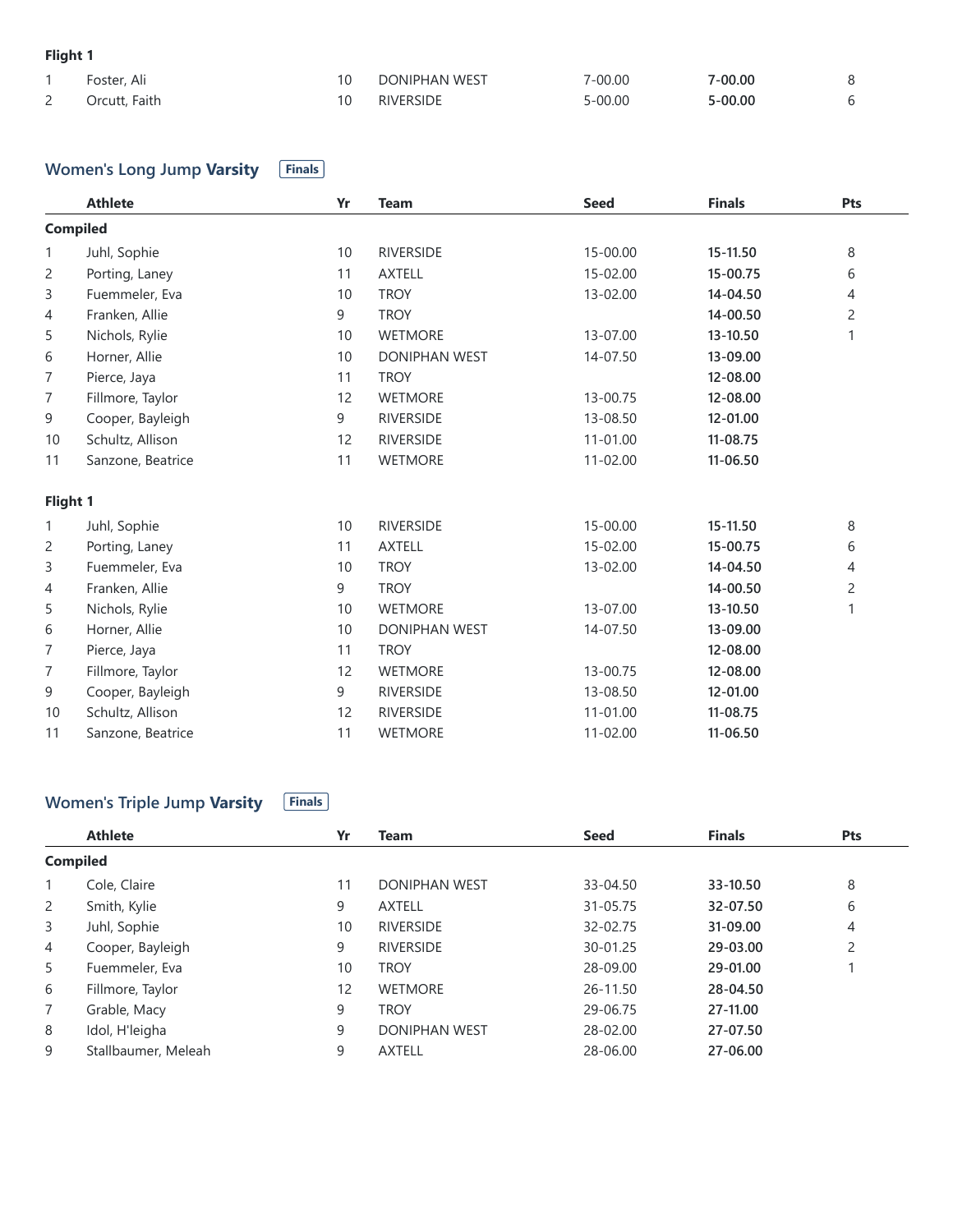**Flight 1**

| | | | | | | |
|---|---|---|---|---|---|---|
| 1 | Foster, Ali | 10 | DONIPHAN WEST | 7-00.00 | **7-00.00** | 8 |
| 2 | Orcutt, Faith | 10 | RIVERSIDE | 5-00.00 | **5-00.00** | 6 |

## Women's Long Jump **Varsity** Finals

| | Athlete | Yr | Team | Seed | Finals | Pts |
|---|---|---|---|---|---|---|
| **Compiled** | | | | | | |
| 1 | Juhl, Sophie | 10 | RIVERSIDE | 15-00.00 | **15-11.50** | 8 |
| 2 | Porting, Laney | 11 | AXTELL | 15-02.00 | **15-00.75** | 6 |
| 3 | Fuemmeler, Eva | 10 | TROY | 13-02.00 | **14-04.50** | 4 |
| 4 | Franken, Allie | 9 | TROY | | **14-00.50** | 2 |
| 5 | Nichols, Rylie | 10 | WETMORE | 13-07.00 | **13-10.50** | 1 |
| 6 | Horner, Allie | 10 | DONIPHAN WEST | 14-07.50 | **13-09.00** | |
| 7 | Pierce, Jaya | 11 | TROY | | **12-08.00** | |
| 7 | Fillmore, Taylor | 12 | WETMORE | 13-00.75 | **12-08.00** | |
| 9 | Cooper, Bayleigh | 9 | RIVERSIDE | 13-08.50 | **12-01.00** | |
| 10 | Schultz, Allison | 12 | RIVERSIDE | 11-01.00 | **11-08.75** | |
| 11 | Sanzone, Beatrice | 11 | WETMORE | 11-02.00 | **11-06.50** | |
| **Flight 1** | | | | | | |
| 1 | Juhl, Sophie | 10 | RIVERSIDE | 15-00.00 | **15-11.50** | 8 |
| 2 | Porting, Laney | 11 | AXTELL | 15-02.00 | **15-00.75** | 6 |
| 3 | Fuemmeler, Eva | 10 | TROY | 13-02.00 | **14-04.50** | 4 |
| 4 | Franken, Allie | 9 | TROY | | **14-00.50** | 2 |
| 5 | Nichols, Rylie | 10 | WETMORE | 13-07.00 | **13-10.50** | 1 |
| 6 | Horner, Allie | 10 | DONIPHAN WEST | 14-07.50 | **13-09.00** | |
| 7 | Pierce, Jaya | 11 | TROY | | **12-08.00** | |
| 7 | Fillmore, Taylor | 12 | WETMORE | 13-00.75 | **12-08.00** | |
| 9 | Cooper, Bayleigh | 9 | RIVERSIDE | 13-08.50 | **12-01.00** | |
| 10 | Schultz, Allison | 12 | RIVERSIDE | 11-01.00 | **11-08.75** | |
| 11 | Sanzone, Beatrice | 11 | WETMORE | 11-02.00 | **11-06.50** | |

## Women's Triple Jump **Varsity** Finals

| | Athlete | Yr | Team | Seed | Finals | Pts |
|---|---|---|---|---|---|---|
| **Compiled** | | | | | | |
| 1 | Cole, Claire | 11 | DONIPHAN WEST | 33-04.50 | **33-10.50** | 8 |
| 2 | Smith, Kylie | 9 | AXTELL | 31-05.75 | **32-07.50** | 6 |
| 3 | Juhl, Sophie | 10 | RIVERSIDE | 32-02.75 | **31-09.00** | 4 |
| 4 | Cooper, Bayleigh | 9 | RIVERSIDE | 30-01.25 | **29-03.00** | 2 |
| 5 | Fuemmeler, Eva | 10 | TROY | 28-09.00 | **29-01.00** | 1 |
| 6 | Fillmore, Taylor | 12 | WETMORE | 26-11.50 | **28-04.50** | |
| 7 | Grable, Macy | 9 | TROY | 29-06.75 | **27-11.00** | |
| 8 | Idol, H'leigha | 9 | DONIPHAN WEST | 28-02.00 | **27-07.50** | |
| 9 | Stallbaumer, Meleah | 9 | AXTELL | 28-06.00 | **27-06.00** | |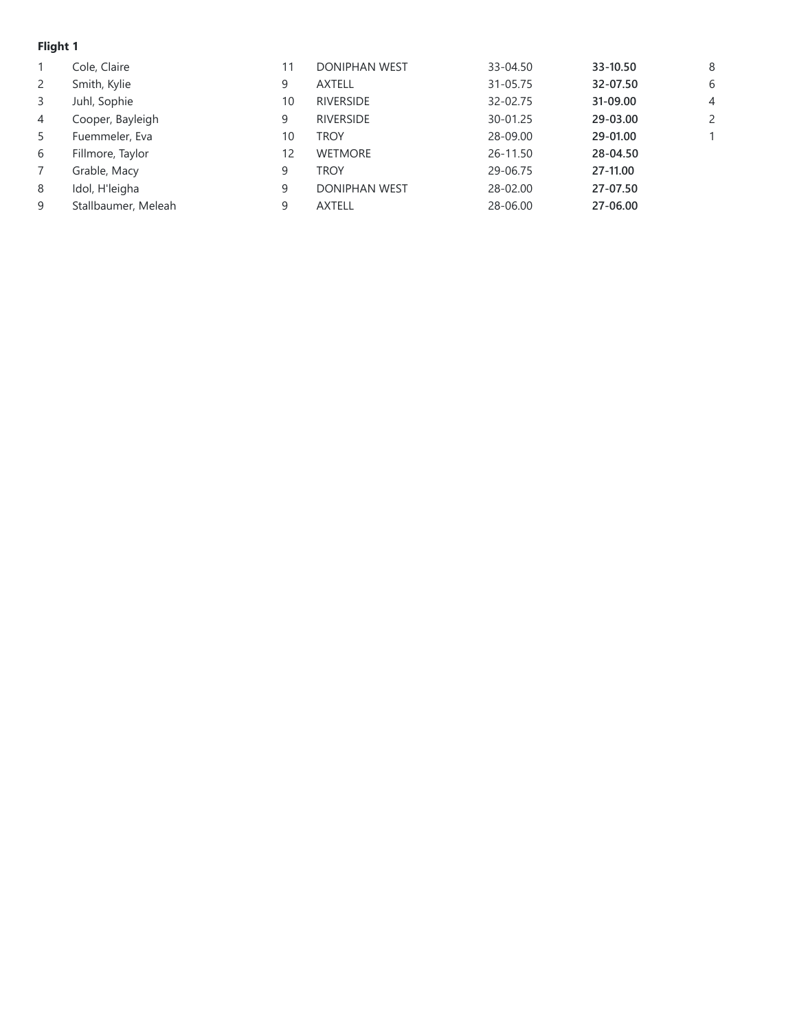**Flight 1**

| | | | | | | |
|---|---|---|---|---|---|---|
| 1 | Cole, Claire | 11 | DONIPHAN WEST | 33-04.50 | **33-10.50** | 8 |
| 2 | Smith, Kylie | 9 | AXTELL | 31-05.75 | **32-07.50** | 6 |
| 3 | Juhl, Sophie | 10 | RIVERSIDE | 32-02.75 | **31-09.00** | 4 |
| 4 | Cooper, Bayleigh | 9 | RIVERSIDE | 30-01.25 | **29-03.00** | 2 |
| 5 | Fuemmeler, Eva | 10 | TROY | 28-09.00 | **29-01.00** | 1 |
| 6 | Fillmore, Taylor | 12 | WETMORE | 26-11.50 | **28-04.50** | |
| 7 | Grable, Macy | 9 | TROY | 29-06.75 | **27-11.00** | |
| 8 | Idol, H'leigha | 9 | DONIPHAN WEST | 28-02.00 | **27-07.50** | |
| 9 | Stallbaumer, Meleah | 9 | AXTELL | 28-06.00 | **27-06.00** | |